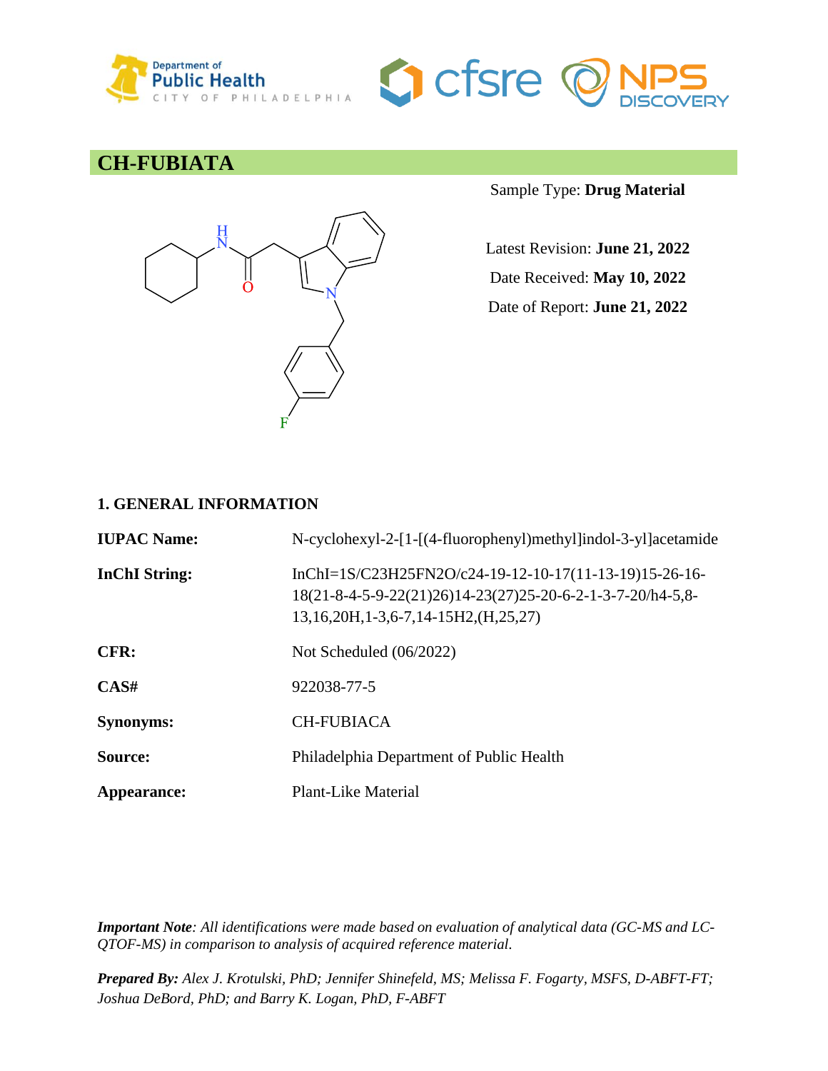# CH-FUBIATA

Sample Type: **Drug Material**

Latest Revision: **June 21, 2022**

Date Received: **May 10, 2022**

Date of Report: **June 21, 2022**

## 1. GENERAL INFORMATION

| | |
|---|---|
| **IUPAC Name:** | N-cyclohexyl-2-[1-[(4-fluorophenyl)methyl]indol-3-yl]acetamide |
| **InChI String:** | InChI=1S/C23H25FN2O/c24-19-12-10-17(11-13-19)15-26-16-18(21-8-4-5-9-22(21)26)14-23(27)25-20-6-2-1-3-7-20/h4-5,8-13,16,20H,1-3,6-7,14-15H2,(H,25,27) |
| **CFR:** | Not Scheduled (06/2022) |
| **CAS#** | 922038-77-5 |
| **Synonyms:** | CH-FUBIACA |
| **Source:** | Philadelphia Department of Public Health |
| **Appearance:** | Plant-Like Material |

***Important Note****: All identifications were made based on evaluation of analytical data (GC-MS and LC-QTOF-MS) in comparison to analysis of acquired reference material.*

***Prepared By:*** *Alex J. Krotulski, PhD; Jennifer Shinefeld, MS; Melissa F. Fogarty, MSFS, D-ABFT-FT; Joshua DeBord, PhD; and Barry K. Logan, PhD, F-ABFT*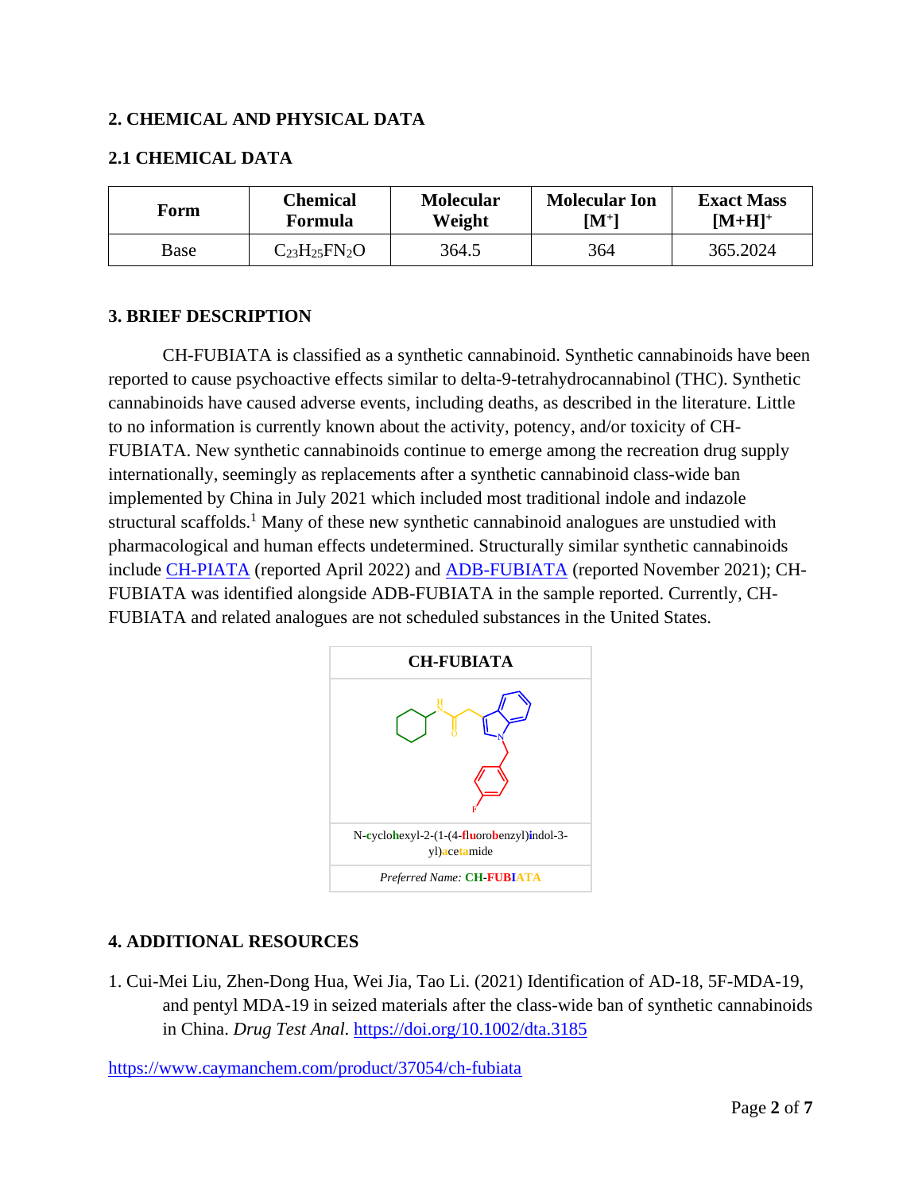## 2. CHEMICAL AND PHYSICAL DATA

### 2.1 CHEMICAL DATA

| Form | Chemical Formula | Molecular Weight | Molecular Ion [M$^+$] | Exact Mass [M+H]$^+$ |
|---|---|---|---|---|
| Base | $C_{23}H_{25}FN_2O$ | 364.5 | 364 | 365.2024 |

## 3. BRIEF DESCRIPTION

CH-FUBIATA is classified as a synthetic cannabinoid. Synthetic cannabinoids have been reported to cause psychoactive effects similar to delta-9-tetrahydrocannabinol (THC). Synthetic cannabinoids have caused adverse events, including deaths, as described in the literature. Little to no information is currently known about the activity, potency, and/or toxicity of CH-FUBIATA. New synthetic cannabinoids continue to emerge among the recreation drug supply internationally, seemingly as replacements after a synthetic cannabinoid class-wide ban implemented by China in July 2021 which included most traditional indole and indazole structural scaffolds.[1] Many of these new synthetic cannabinoid analogues are unstudied with pharmacological and human effects undetermined. Structurally similar synthetic cannabinoids include CH-PIATA (reported April 2022) and ADB-FUBIATA (reported November 2021); CH-FUBIATA was identified alongside ADB-FUBIATA in the sample reported. Currently, CH-FUBIATA and related analogues are not scheduled substances in the United States.

| CH-FUBIATA |
|---|
| N-cyclohexyl-2-(1-(4-fluorobenzyl)indol-3-yl)acetamide |
| *Preferred Name:* **CH-FUBIATA** |

## 4. ADDITIONAL RESOURCES

1. Cui-Mei Liu, Zhen-Dong Hua, Wei Jia, Tao Li. (2021) Identification of AD-18, 5F-MDA-19, and pentyl MDA-19 in seized materials after the class-wide ban of synthetic cannabinoids in China. *Drug Test Anal.* https://doi.org/10.1002/dta.3185

https://www.caymanchem.com/product/37054/ch-fubiata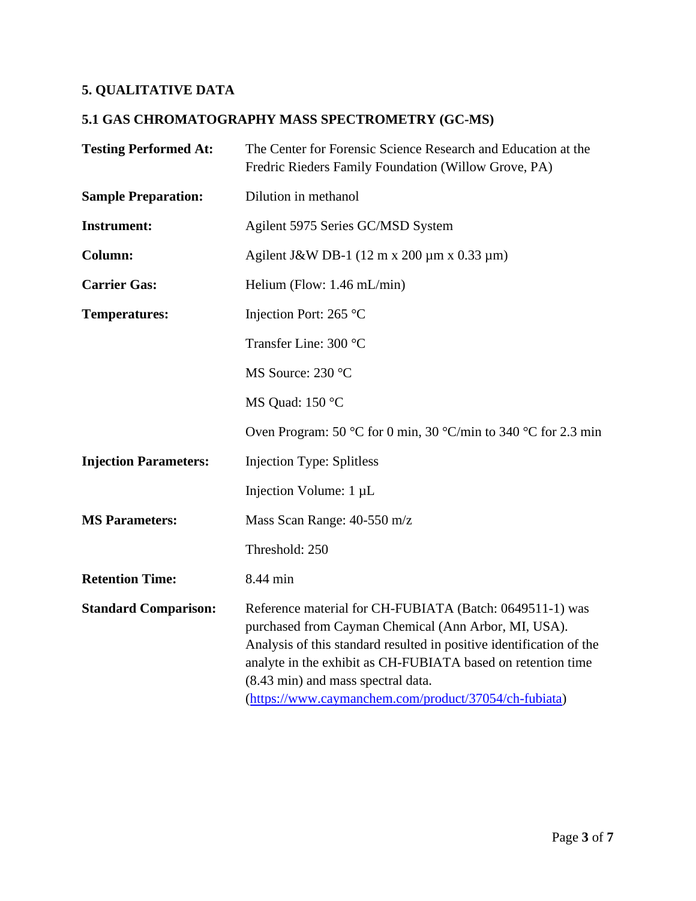## 5. QUALITATIVE DATA

### 5.1 GAS CHROMATOGRAPHY MASS SPECTROMETRY (GC-MS)

| | |
|---|---|
| **Testing Performed At:** | The Center for Forensic Science Research and Education at the Fredric Rieders Family Foundation (Willow Grove, PA) |
| **Sample Preparation:** | Dilution in methanol |
| **Instrument:** | Agilent 5975 Series GC/MSD System |
| **Column:** | Agilent J&W DB-1 (12 m x 200 µm x 0.33 µm) |
| **Carrier Gas:** | Helium (Flow: 1.46 mL/min) |
| **Temperatures:** | Injection Port: 265 °C |
| | Transfer Line: 300 °C |
| | MS Source: 230 °C |
| | MS Quad: 150 °C |
| | Oven Program: 50 °C for 0 min, 30 °C/min to 340 °C for 2.3 min |
| **Injection Parameters:** | Injection Type: Splitless |
| | Injection Volume: 1 µL |
| **MS Parameters:** | Mass Scan Range: 40-550 m/z |
| | Threshold: 250 |
| **Retention Time:** | 8.44 min |
| **Standard Comparison:** | Reference material for CH-FUBIATA (Batch: 0649511-1) was purchased from Cayman Chemical (Ann Arbor, MI, USA). Analysis of this standard resulted in positive identification of the analyte in the exhibit as CH-FUBIATA based on retention time (8.43 min) and mass spectral data. (https://www.caymanchem.com/product/37054/ch-fubiata) |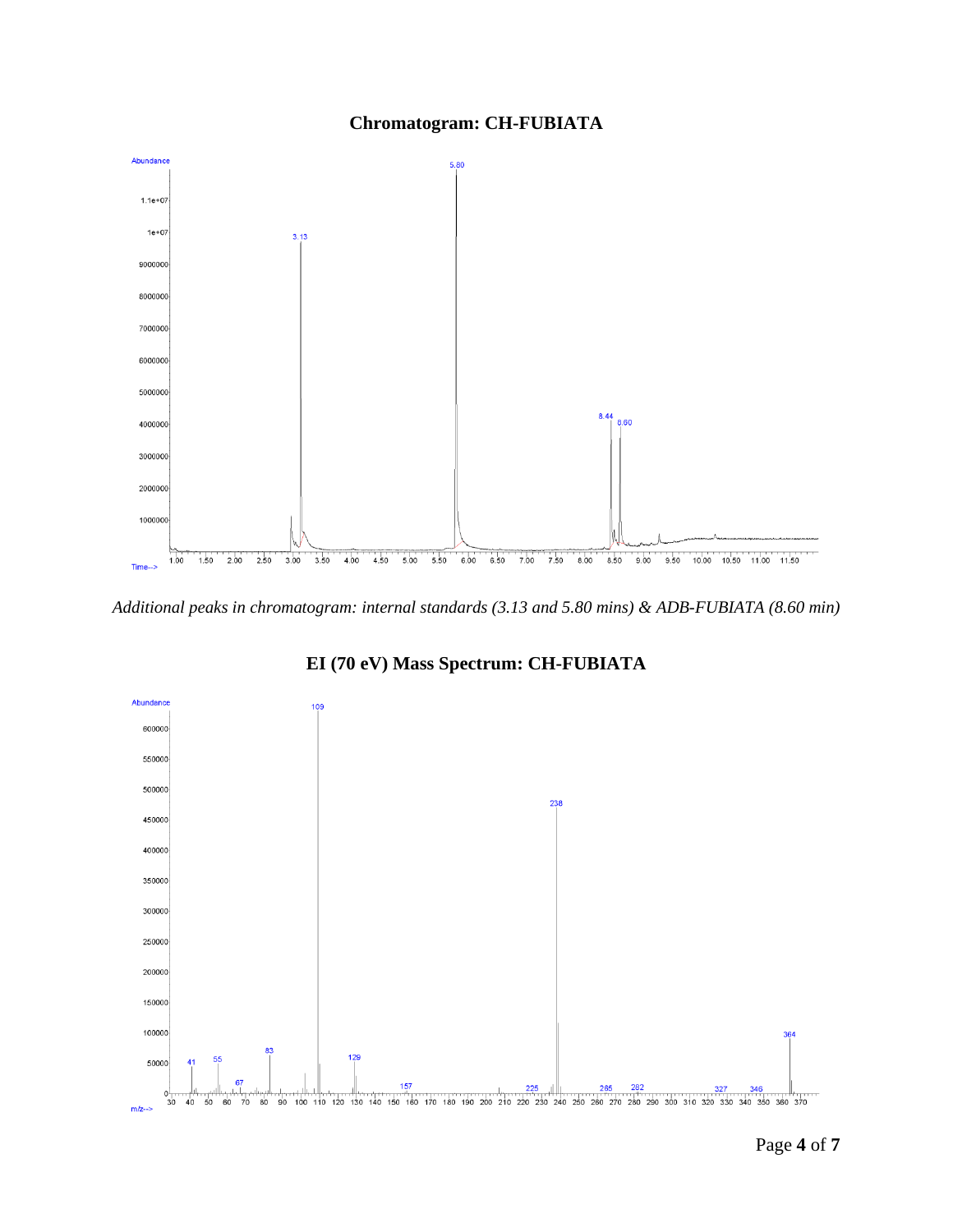## Chromatogram: CH-FUBIATA

*Additional peaks in chromatogram: internal standards (3.13 and 5.80 mins) & ADB-FUBIATA (8.60 min)*

## EI (70 eV) Mass Spectrum: CH-FUBIATA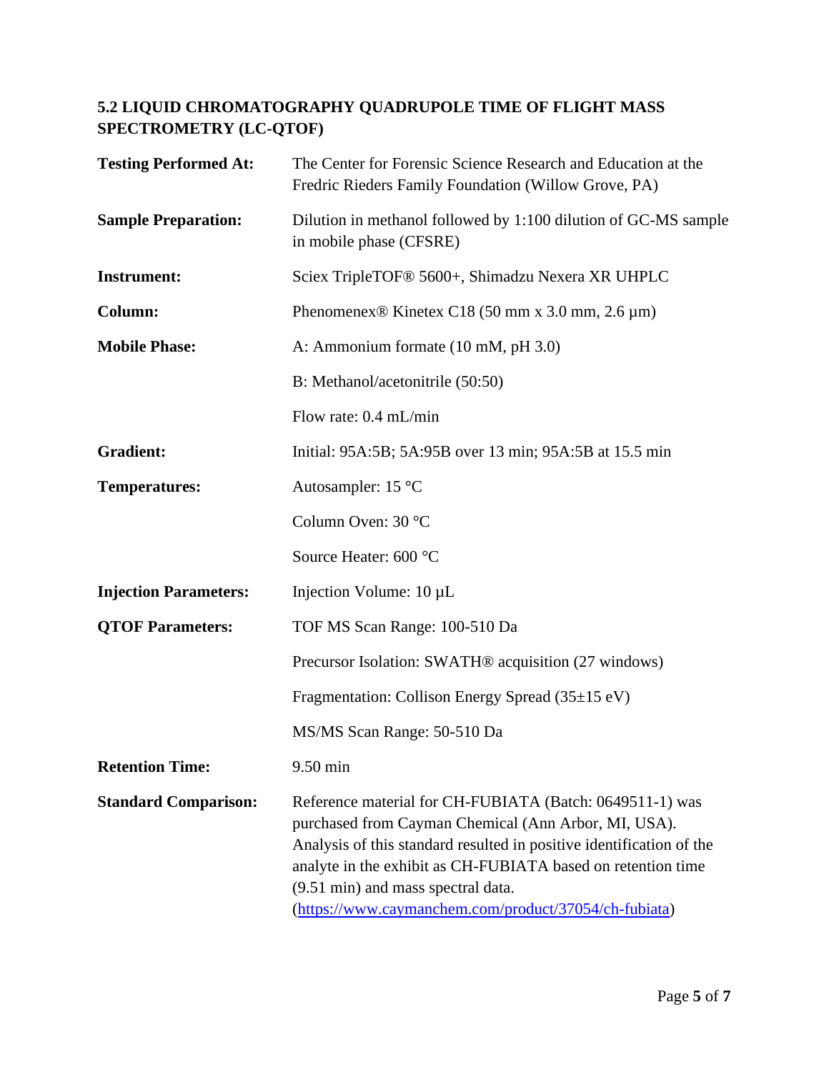## 5.2 LIQUID CHROMATOGRAPHY QUADRUPOLE TIME OF FLIGHT MASS SPECTROMETRY (LC-QTOF)

| | |
|---|---|
| **Testing Performed At:** | The Center for Forensic Science Research and Education at the Fredric Rieders Family Foundation (Willow Grove, PA) |
| **Sample Preparation:** | Dilution in methanol followed by 1:100 dilution of GC-MS sample in mobile phase (CFSRE) |
| **Instrument:** | Sciex TripleTOF® 5600+, Shimadzu Nexera XR UHPLC |
| **Column:** | Phenomenex® Kinetex C18 (50 mm x 3.0 mm, 2.6 µm) |
| **Mobile Phase:** | A: Ammonium formate (10 mM, pH 3.0) |
| | B: Methanol/acetonitrile (50:50) |
| | Flow rate: 0.4 mL/min |
| **Gradient:** | Initial: 95A:5B; 5A:95B over 13 min; 95A:5B at 15.5 min |
| **Temperatures:** | Autosampler: 15 °C |
| | Column Oven: 30 °C |
| | Source Heater: 600 °C |
| **Injection Parameters:** | Injection Volume: 10 µL |
| **QTOF Parameters:** | TOF MS Scan Range: 100-510 Da |
| | Precursor Isolation: SWATH® acquisition (27 windows) |
| | Fragmentation: Collison Energy Spread (35±15 eV) |
| | MS/MS Scan Range: 50-510 Da |
| **Retention Time:** | 9.50 min |
| **Standard Comparison:** | Reference material for CH-FUBIATA (Batch: 0649511-1) was purchased from Cayman Chemical (Ann Arbor, MI, USA). Analysis of this standard resulted in positive identification of the analyte in the exhibit as CH-FUBIATA based on retention time (9.51 min) and mass spectral data. (https://www.caymanchem.com/product/37054/ch-fubiata) |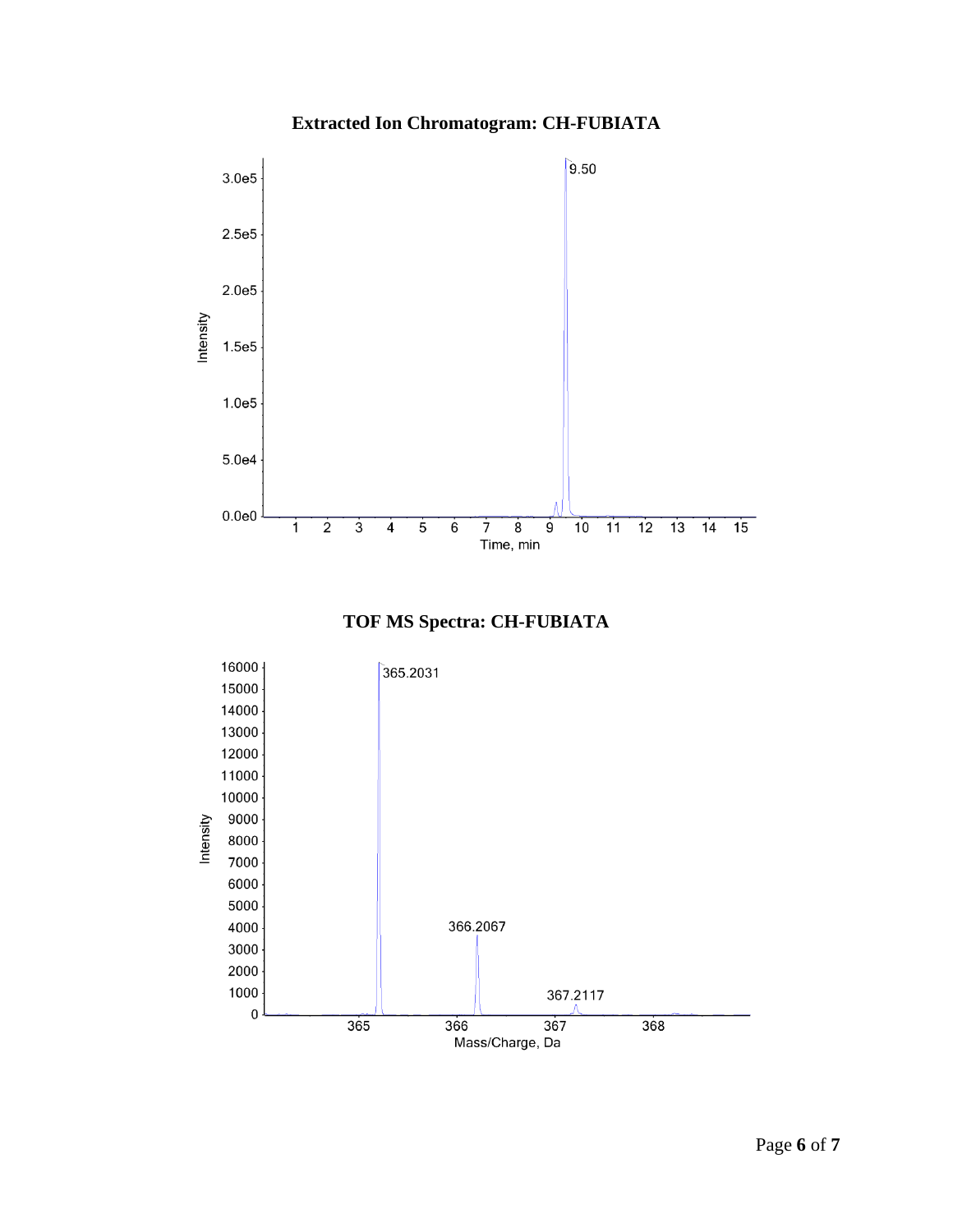**Extracted Ion Chromatogram: CH-FUBIATA**

**TOF MS Spectra: CH-FUBIATA**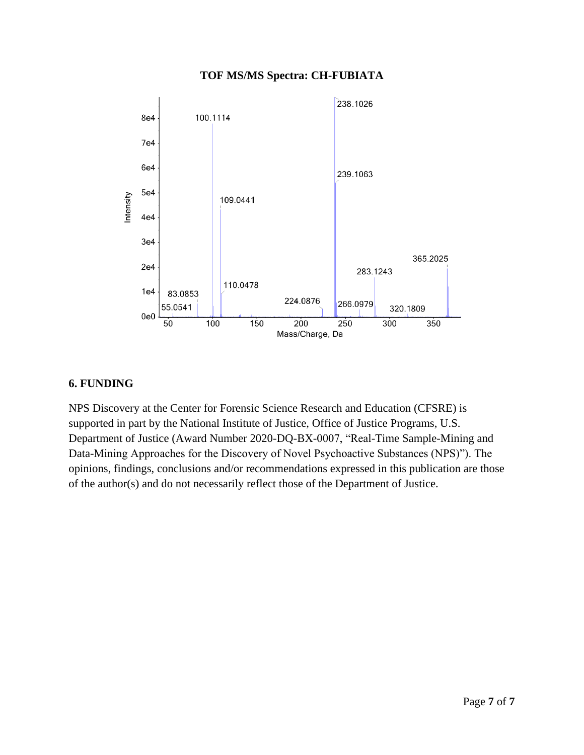**TOF MS/MS Spectra: CH-FUBIATA**

238.1026
100.1114
239.1063
109.0441
365.2025
283.1243
110.0478
83.0853
224.0876
266.0979
55.0541
320.1809

Intensity
8e4
7e4
6e4
5e4
4e4
3e4
2e4
1e4
0e0

50 100 150 200 250 300 350
Mass/Charge, Da

## 6. FUNDING

NPS Discovery at the Center for Forensic Science Research and Education (CFSRE) is supported in part by the National Institute of Justice, Office of Justice Programs, U.S. Department of Justice (Award Number 2020-DQ-BX-0007, "Real-Time Sample-Mining and Data-Mining Approaches for the Discovery of Novel Psychoactive Substances (NPS)"). The opinions, findings, conclusions and/or recommendations expressed in this publication are those of the author(s) and do not necessarily reflect those of the Department of Justice.